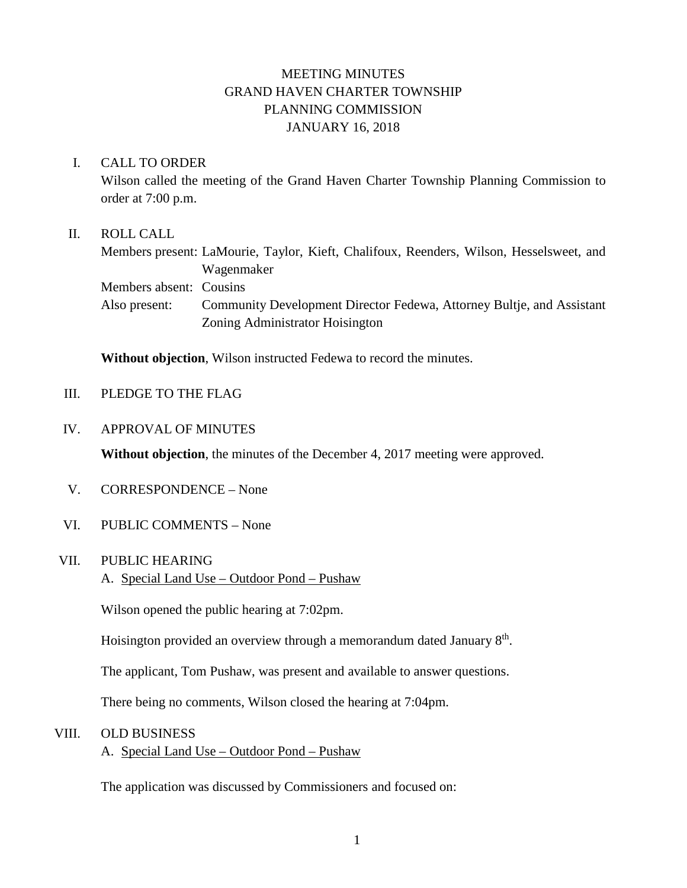# MEETING MINUTES
# GRAND HAVEN CHARTER TOWNSHIP
# PLANNING COMMISSION
# JANUARY 16, 2018

## I. CALL TO ORDER

Wilson called the meeting of the Grand Haven Charter Township Planning Commission to order at 7:00 p.m.

## II. ROLL CALL

Members present: LaMourie, Taylor, Kieft, Chalifoux, Reenders, Wilson, Hesselsweet, and Wagenmaker

Members absent: Cousins

Also present: Community Development Director Fedewa, Attorney Bultje, and Assistant Zoning Administrator Hoisington

**Without objection**, Wilson instructed Fedewa to record the minutes.

## III. PLEDGE TO THE FLAG

## IV. APPROVAL OF MINUTES

**Without objection**, the minutes of the December 4, 2017 meeting were approved.

## V. CORRESPONDENCE – None

## VI. PUBLIC COMMENTS – None

## VII. PUBLIC HEARING

A. Special Land Use – Outdoor Pond – Pushaw

Wilson opened the public hearing at 7:02pm.

Hoisington provided an overview through a memorandum dated January 8th.

The applicant, Tom Pushaw, was present and available to answer questions.

There being no comments, Wilson closed the hearing at 7:04pm.

## VIII. OLD BUSINESS

A. Special Land Use – Outdoor Pond – Pushaw

The application was discussed by Commissioners and focused on: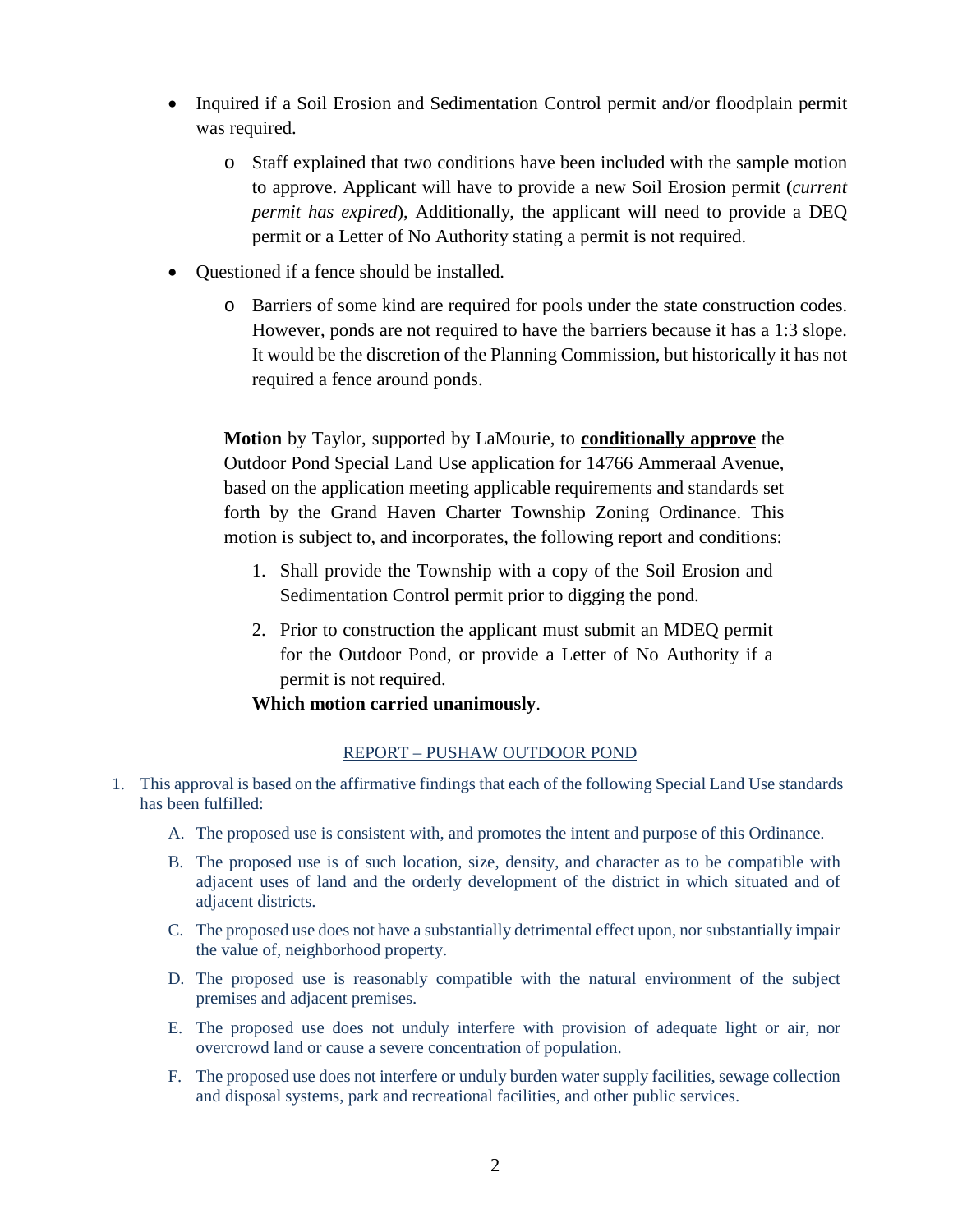- Inquired if a Soil Erosion and Sedimentation Control permit and/or floodplain permit was required.
  - Staff explained that two conditions have been included with the sample motion to approve. Applicant will have to provide a new Soil Erosion permit (*current permit has expired*), Additionally, the applicant will need to provide a DEQ permit or a Letter of No Authority stating a permit is not required.
- Questioned if a fence should be installed.
  - Barriers of some kind are required for pools under the state construction codes. However, ponds are not required to have the barriers because it has a 1:3 slope. It would be the discretion of the Planning Commission, but historically it has not required a fence around ponds.

**Motion** by Taylor, supported by LaMourie, to **<u>conditionally approve</u>** the Outdoor Pond Special Land Use application for 14766 Ammeraal Avenue, based on the application meeting applicable requirements and standards set forth by the Grand Haven Charter Township Zoning Ordinance. This motion is subject to, and incorporates, the following report and conditions:

1. Shall provide the Township with a copy of the Soil Erosion and Sedimentation Control permit prior to digging the pond.
2. Prior to construction the applicant must submit an MDEQ permit for the Outdoor Pond, or provide a Letter of No Authority if a permit is not required.

**Which motion carried unanimously**.

<u>REPORT – PUSHAW OUTDOOR POND</u>

1. This approval is based on the affirmative findings that each of the following Special Land Use standards has been fulfilled:
   A. The proposed use is consistent with, and promotes the intent and purpose of this Ordinance.
   B. The proposed use is of such location, size, density, and character as to be compatible with adjacent uses of land and the orderly development of the district in which situated and of adjacent districts.
   C. The proposed use does not have a substantially detrimental effect upon, nor substantially impair the value of, neighborhood property.
   D. The proposed use is reasonably compatible with the natural environment of the subject premises and adjacent premises.
   E. The proposed use does not unduly interfere with provision of adequate light or air, nor overcrowd land or cause a severe concentration of population.
   F. The proposed use does not interfere or unduly burden water supply facilities, sewage collection and disposal systems, park and recreational facilities, and other public services.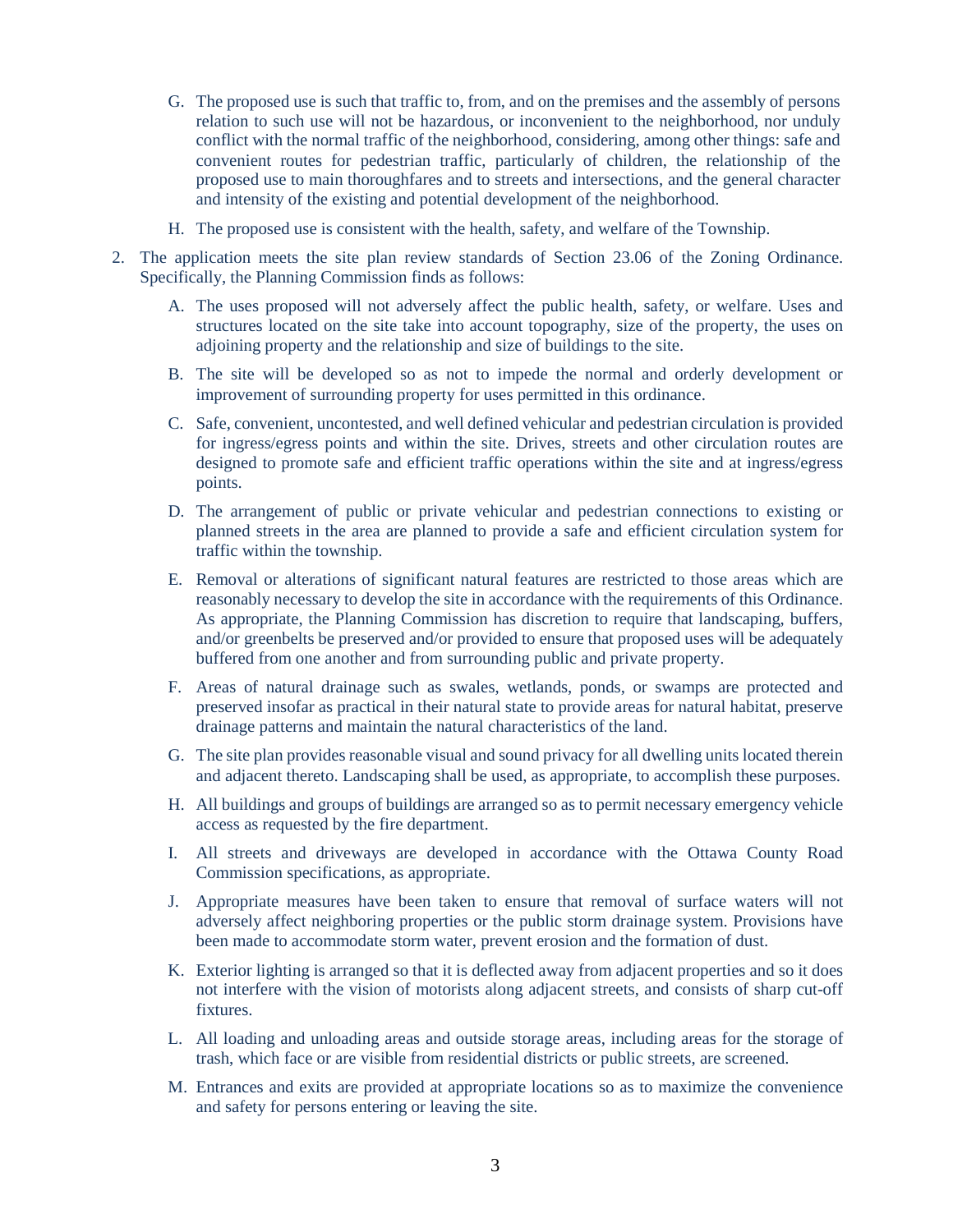G. The proposed use is such that traffic to, from, and on the premises and the assembly of persons relation to such use will not be hazardous, or inconvenient to the neighborhood, nor unduly conflict with the normal traffic of the neighborhood, considering, among other things: safe and convenient routes for pedestrian traffic, particularly of children, the relationship of the proposed use to main thoroughfares and to streets and intersections, and the general character and intensity of the existing and potential development of the neighborhood.

H. The proposed use is consistent with the health, safety, and welfare of the Township.

2. The application meets the site plan review standards of Section 23.06 of the Zoning Ordinance. Specifically, the Planning Commission finds as follows:

   A. The uses proposed will not adversely affect the public health, safety, or welfare. Uses and structures located on the site take into account topography, size of the property, the uses on adjoining property and the relationship and size of buildings to the site.

   B. The site will be developed so as not to impede the normal and orderly development or improvement of surrounding property for uses permitted in this ordinance.

   C. Safe, convenient, uncontested, and well defined vehicular and pedestrian circulation is provided for ingress/egress points and within the site. Drives, streets and other circulation routes are designed to promote safe and efficient traffic operations within the site and at ingress/egress points.

   D. The arrangement of public or private vehicular and pedestrian connections to existing or planned streets in the area are planned to provide a safe and efficient circulation system for traffic within the township.

   E. Removal or alterations of significant natural features are restricted to those areas which are reasonably necessary to develop the site in accordance with the requirements of this Ordinance. As appropriate, the Planning Commission has discretion to require that landscaping, buffers, and/or greenbelts be preserved and/or provided to ensure that proposed uses will be adequately buffered from one another and from surrounding public and private property.

   F. Areas of natural drainage such as swales, wetlands, ponds, or swamps are protected and preserved insofar as practical in their natural state to provide areas for natural habitat, preserve drainage patterns and maintain the natural characteristics of the land.

   G. The site plan provides reasonable visual and sound privacy for all dwelling units located therein and adjacent thereto. Landscaping shall be used, as appropriate, to accomplish these purposes.

   H. All buildings and groups of buildings are arranged so as to permit necessary emergency vehicle access as requested by the fire department.

   I. All streets and driveways are developed in accordance with the Ottawa County Road Commission specifications, as appropriate.

   J. Appropriate measures have been taken to ensure that removal of surface waters will not adversely affect neighboring properties or the public storm drainage system. Provisions have been made to accommodate storm water, prevent erosion and the formation of dust.

   K. Exterior lighting is arranged so that it is deflected away from adjacent properties and so it does not interfere with the vision of motorists along adjacent streets, and consists of sharp cut-off fixtures.

   L. All loading and unloading areas and outside storage areas, including areas for the storage of trash, which face or are visible from residential districts or public streets, are screened.

   M. Entrances and exits are provided at appropriate locations so as to maximize the convenience and safety for persons entering or leaving the site.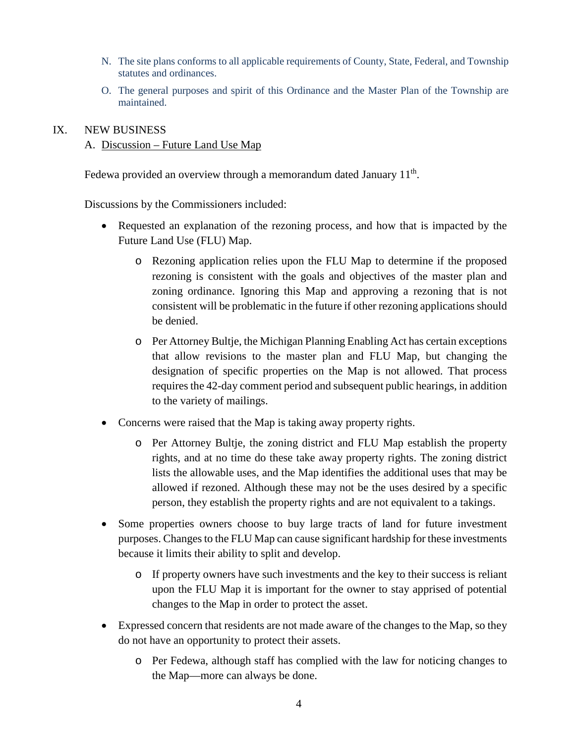N. The site plans conforms to all applicable requirements of County, State, Federal, and Township statutes and ordinances.

O. The general purposes and spirit of this Ordinance and the Master Plan of the Township are maintained.

IX. NEW BUSINESS

A. Discussion – Future Land Use Map

Fedewa provided an overview through a memorandum dated January 11th.

Discussions by the Commissioners included:

- Requested an explanation of the rezoning process, and how that is impacted by the Future Land Use (FLU) Map.
  - Rezoning application relies upon the FLU Map to determine if the proposed rezoning is consistent with the goals and objectives of the master plan and zoning ordinance. Ignoring this Map and approving a rezoning that is not consistent will be problematic in the future if other rezoning applications should be denied.
  - Per Attorney Bultje, the Michigan Planning Enabling Act has certain exceptions that allow revisions to the master plan and FLU Map, but changing the designation of specific properties on the Map is not allowed. That process requires the 42-day comment period and subsequent public hearings, in addition to the variety of mailings.
- Concerns were raised that the Map is taking away property rights.
  - Per Attorney Bultje, the zoning district and FLU Map establish the property rights, and at no time do these take away property rights. The zoning district lists the allowable uses, and the Map identifies the additional uses that may be allowed if rezoned. Although these may not be the uses desired by a specific person, they establish the property rights and are not equivalent to a takings.
- Some properties owners choose to buy large tracts of land for future investment purposes. Changes to the FLU Map can cause significant hardship for these investments because it limits their ability to split and develop.
  - If property owners have such investments and the key to their success is reliant upon the FLU Map it is important for the owner to stay apprised of potential changes to the Map in order to protect the asset.
- Expressed concern that residents are not made aware of the changes to the Map, so they do not have an opportunity to protect their assets.
  - Per Fedewa, although staff has complied with the law for noticing changes to the Map—more can always be done.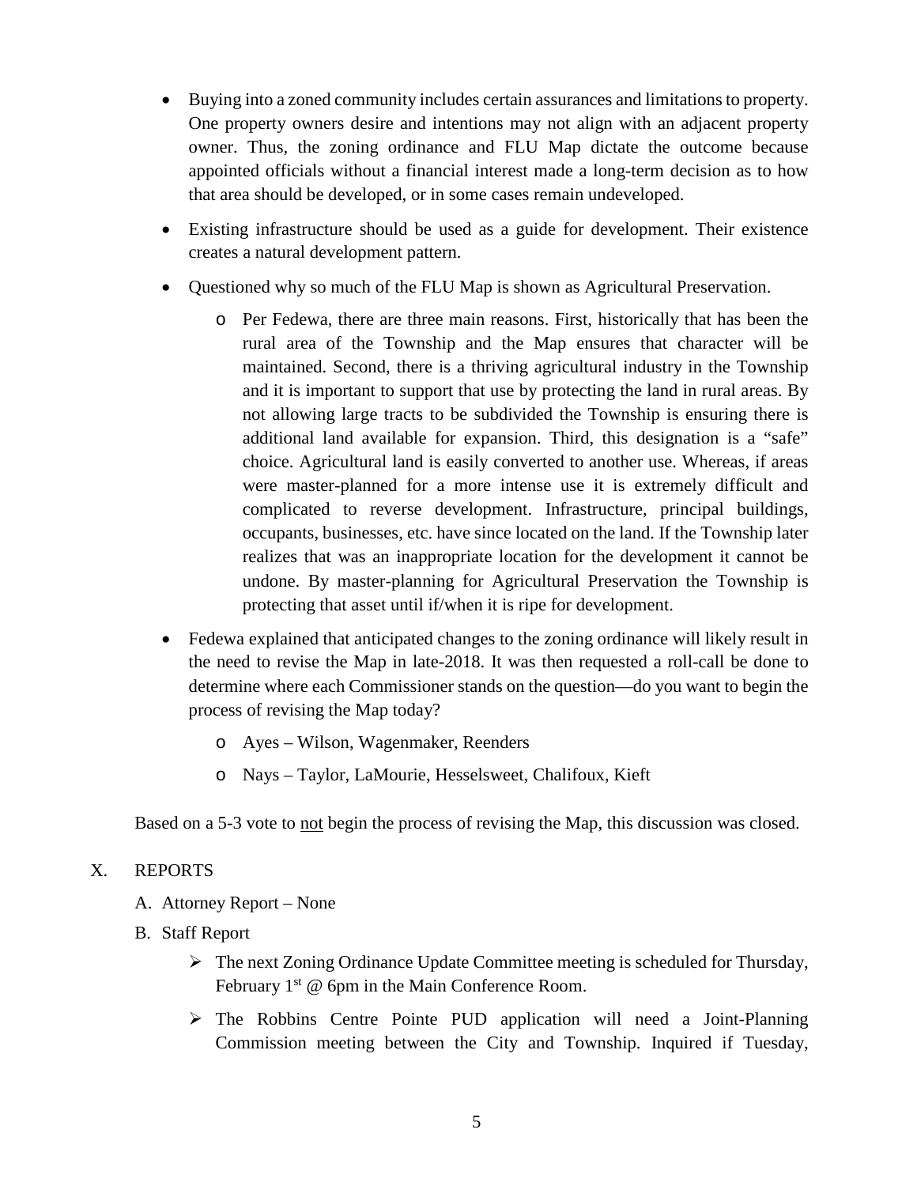- Buying into a zoned community includes certain assurances and limitations to property. One property owners desire and intentions may not align with an adjacent property owner. Thus, the zoning ordinance and FLU Map dictate the outcome because appointed officials without a financial interest made a long-term decision as to how that area should be developed, or in some cases remain undeveloped.
- Existing infrastructure should be used as a guide for development. Their existence creates a natural development pattern.
- Questioned why so much of the FLU Map is shown as Agricultural Preservation.
  - Per Fedewa, there are three main reasons. First, historically that has been the rural area of the Township and the Map ensures that character will be maintained. Second, there is a thriving agricultural industry in the Township and it is important to support that use by protecting the land in rural areas. By not allowing large tracts to be subdivided the Township is ensuring there is additional land available for expansion. Third, this designation is a "safe" choice. Agricultural land is easily converted to another use. Whereas, if areas were master-planned for a more intense use it is extremely difficult and complicated to reverse development. Infrastructure, principal buildings, occupants, businesses, etc. have since located on the land. If the Township later realizes that was an inappropriate location for the development it cannot be undone. By master-planning for Agricultural Preservation the Township is protecting that asset until if/when it is ripe for development.
- Fedewa explained that anticipated changes to the zoning ordinance will likely result in the need to revise the Map in late-2018. It was then requested a roll-call be done to determine where each Commissioner stands on the question—do you want to begin the process of revising the Map today?
  - Ayes – Wilson, Wagenmaker, Reenders
  - Nays – Taylor, LaMourie, Hesselsweet, Chalifoux, Kieft

Based on a 5-3 vote to <u>not</u> begin the process of revising the Map, this discussion was closed.

X. REPORTS

A. Attorney Report – None

B. Staff Report

- The next Zoning Ordinance Update Committee meeting is scheduled for Thursday, February 1st @ 6pm in the Main Conference Room.
- The Robbins Centre Pointe PUD application will need a Joint-Planning Commission meeting between the City and Township. Inquired if Tuesday,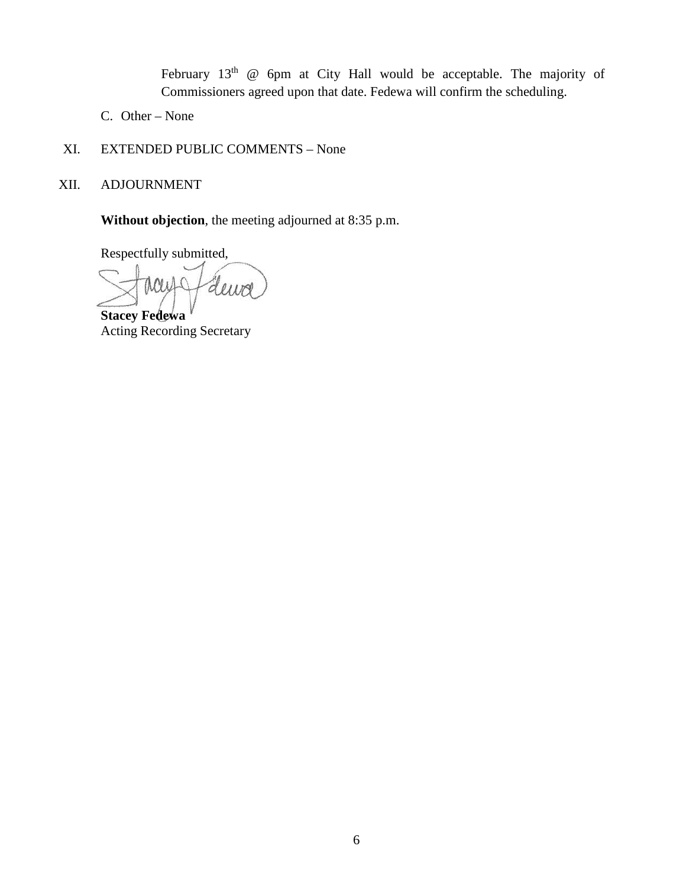February 13th @ 6pm at City Hall would be acceptable. The majority of Commissioners agreed upon that date. Fedewa will confirm the scheduling.

C. Other – None

XI. EXTENDED PUBLIC COMMENTS – None

XII. ADJOURNMENT

**Without objection**, the meeting adjourned at 8:35 p.m.

Respectfully submitted,

**Stacey Fedewa**
Acting Recording Secretary